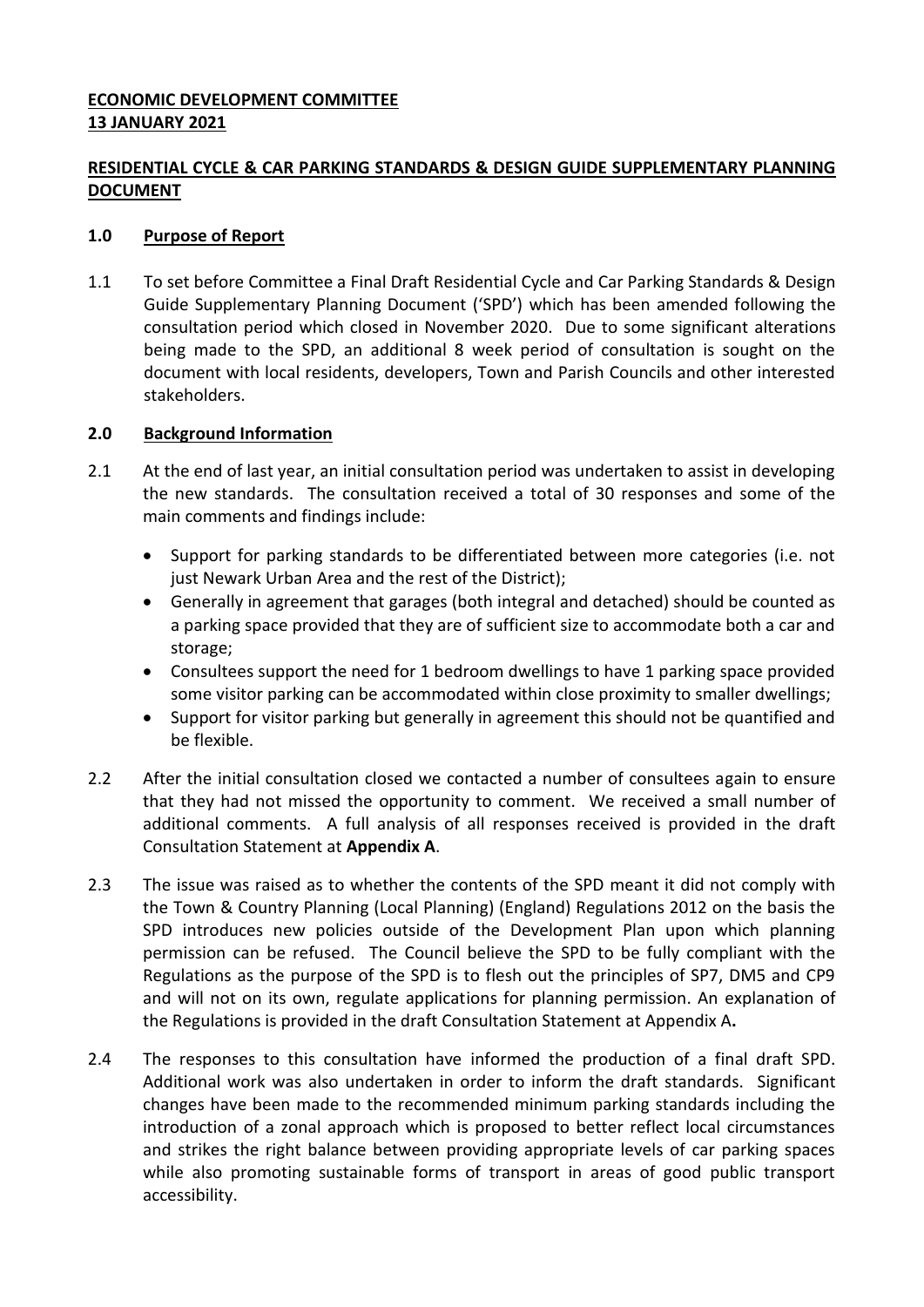**ECONOMIC DEVELOPMENT COMMITTEE**
**13 JANUARY 2021**

**RESIDENTIAL CYCLE & CAR PARKING STANDARDS & DESIGN GUIDE SUPPLEMENTARY PLANNING DOCUMENT**

## 1.0 Purpose of Report

1.1 To set before Committee a Final Draft Residential Cycle and Car Parking Standards & Design Guide Supplementary Planning Document ('SPD') which has been amended following the consultation period which closed in November 2020. Due to some significant alterations being made to the SPD, an additional 8 week period of consultation is sought on the document with local residents, developers, Town and Parish Councils and other interested stakeholders.

## 2.0 Background Information

2.1 At the end of last year, an initial consultation period was undertaken to assist in developing the new standards. The consultation received a total of 30 responses and some of the main comments and findings include:

- Support for parking standards to be differentiated between more categories (i.e. not just Newark Urban Area and the rest of the District);
- Generally in agreement that garages (both integral and detached) should be counted as a parking space provided that they are of sufficient size to accommodate both a car and storage;
- Consultees support the need for 1 bedroom dwellings to have 1 parking space provided some visitor parking can be accommodated within close proximity to smaller dwellings;
- Support for visitor parking but generally in agreement this should not be quantified and be flexible.

2.2 After the initial consultation closed we contacted a number of consultees again to ensure that they had not missed the opportunity to comment. We received a small number of additional comments. A full analysis of all responses received is provided in the draft Consultation Statement at **Appendix A**.

2.3 The issue was raised as to whether the contents of the SPD meant it did not comply with the Town & Country Planning (Local Planning) (England) Regulations 2012 on the basis the SPD introduces new policies outside of the Development Plan upon which planning permission can be refused. The Council believe the SPD to be fully compliant with the Regulations as the purpose of the SPD is to flesh out the principles of SP7, DM5 and CP9 and will not on its own, regulate applications for planning permission. An explanation of the Regulations is provided in the draft Consultation Statement at Appendix A**.**

2.4 The responses to this consultation have informed the production of a final draft SPD. Additional work was also undertaken in order to inform the draft standards. Significant changes have been made to the recommended minimum parking standards including the introduction of a zonal approach which is proposed to better reflect local circumstances and strikes the right balance between providing appropriate levels of car parking spaces while also promoting sustainable forms of transport in areas of good public transport accessibility.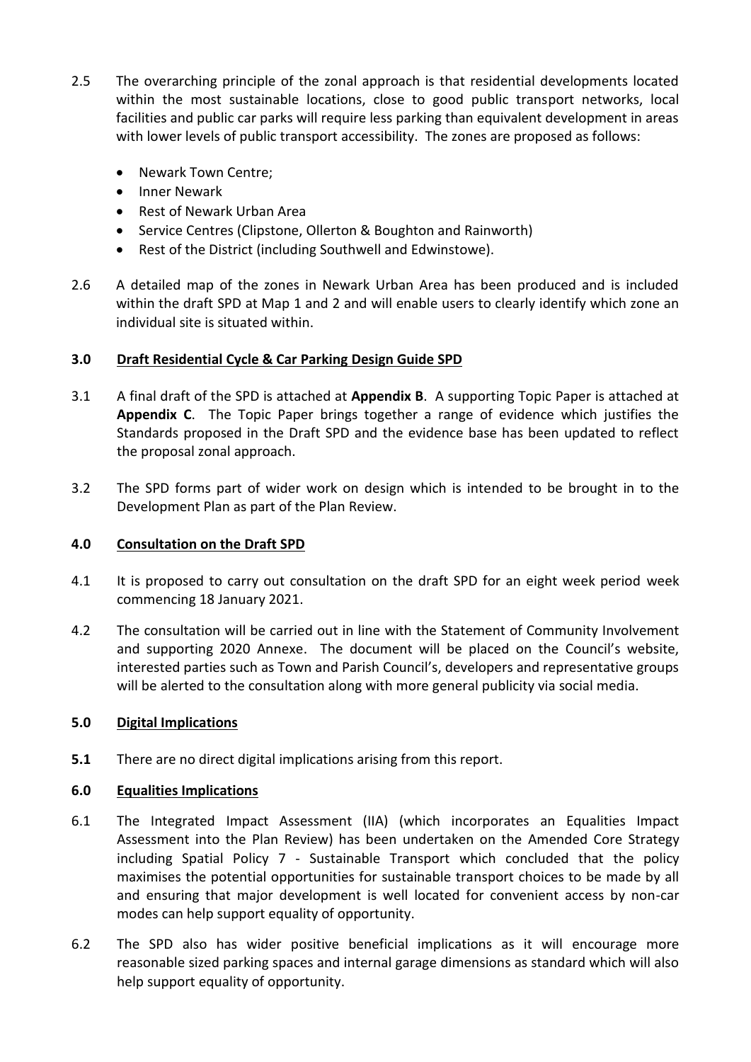2.5 The overarching principle of the zonal approach is that residential developments located within the most sustainable locations, close to good public transport networks, local facilities and public car parks will require less parking than equivalent development in areas with lower levels of public transport accessibility. The zones are proposed as follows:

- Newark Town Centre;
- Inner Newark
- Rest of Newark Urban Area
- Service Centres (Clipstone, Ollerton & Boughton and Rainworth)
- Rest of the District (including Southwell and Edwinstowe).

2.6 A detailed map of the zones in Newark Urban Area has been produced and is included within the draft SPD at Map 1 and 2 and will enable users to clearly identify which zone an individual site is situated within.

## 3.0 Draft Residential Cycle & Car Parking Design Guide SPD

3.1 A final draft of the SPD is attached at **Appendix B**. A supporting Topic Paper is attached at **Appendix C**. The Topic Paper brings together a range of evidence which justifies the Standards proposed in the Draft SPD and the evidence base has been updated to reflect the proposal zonal approach.

3.2 The SPD forms part of wider work on design which is intended to be brought in to the Development Plan as part of the Plan Review.

## 4.0 Consultation on the Draft SPD

4.1 It is proposed to carry out consultation on the draft SPD for an eight week period week commencing 18 January 2021.

4.2 The consultation will be carried out in line with the Statement of Community Involvement and supporting 2020 Annexe. The document will be placed on the Council's website, interested parties such as Town and Parish Council's, developers and representative groups will be alerted to the consultation along with more general publicity via social media.

## 5.0 Digital Implications

**5.1** There are no direct digital implications arising from this report.

## 6.0 Equalities Implications

6.1 The Integrated Impact Assessment (IIA) (which incorporates an Equalities Impact Assessment into the Plan Review) has been undertaken on the Amended Core Strategy including Spatial Policy 7 - Sustainable Transport which concluded that the policy maximises the potential opportunities for sustainable transport choices to be made by all and ensuring that major development is well located for convenient access by non-car modes can help support equality of opportunity.

6.2 The SPD also has wider positive beneficial implications as it will encourage more reasonable sized parking spaces and internal garage dimensions as standard which will also help support equality of opportunity.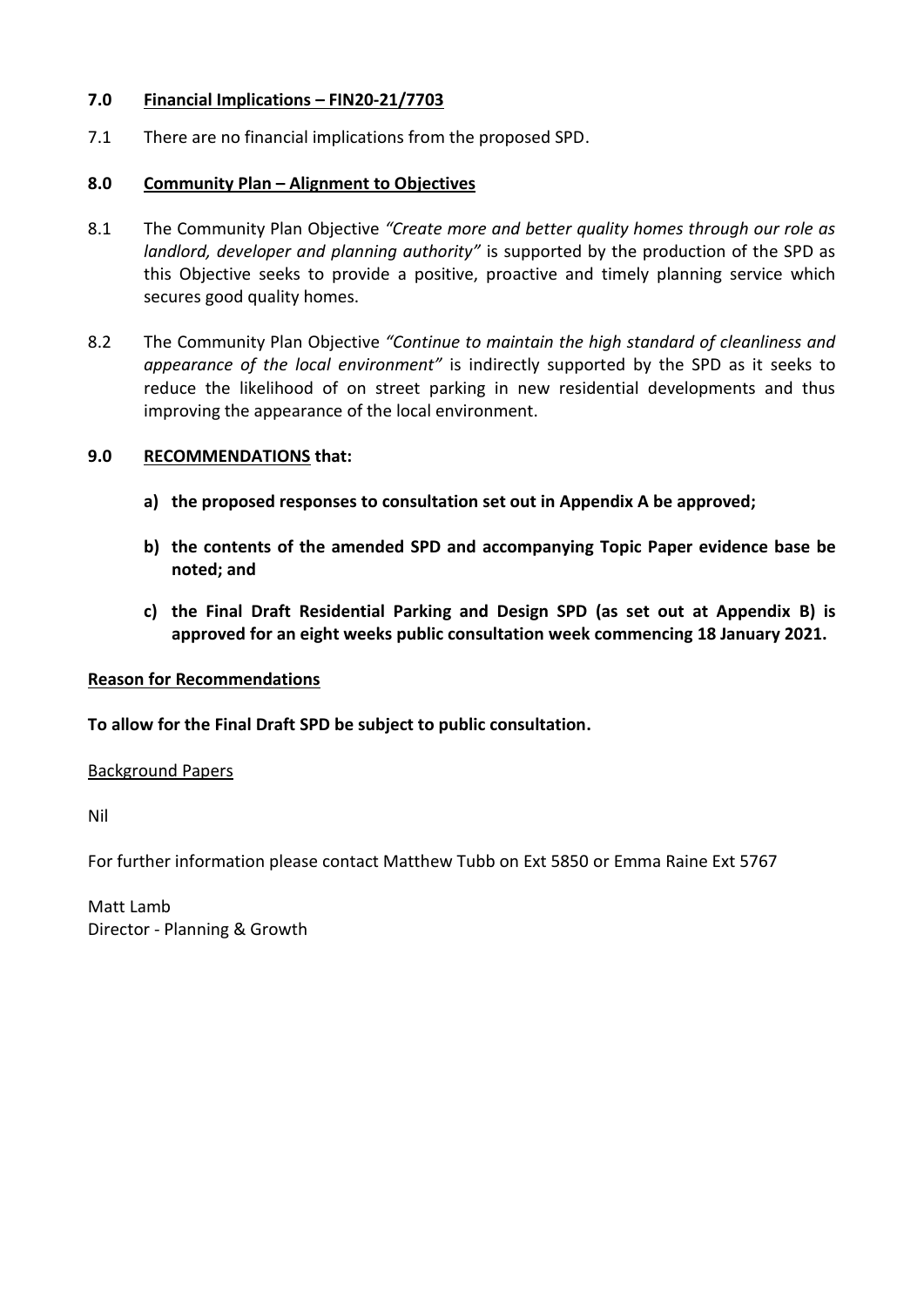## 7.0 <u>Financial Implications – FIN20-21/7703</u>

7.1 There are no financial implications from the proposed SPD.

## 8.0 <u>Community Plan – Alignment to Objectives</u>

8.1 The Community Plan Objective *"Create more and better quality homes through our role as landlord, developer and planning authority"* is supported by the production of the SPD as this Objective seeks to provide a positive, proactive and timely planning service which secures good quality homes.

8.2 The Community Plan Objective *"Continue to maintain the high standard of cleanliness and appearance of the local environment"* is indirectly supported by the SPD as it seeks to reduce the likelihood of on street parking in new residential developments and thus improving the appearance of the local environment.

## 9.0 <u>RECOMMENDATIONS</u> that:

**a) the proposed responses to consultation set out in Appendix A be approved;**

**b) the contents of the amended SPD and accompanying Topic Paper evidence base be noted; and**

**c) the Final Draft Residential Parking and Design SPD (as set out at Appendix B) is approved for an eight weeks public consultation week commencing 18 January 2021.**

**<u>Reason for Recommendations</u>**

**To allow for the Final Draft SPD be subject to public consultation.**

<u>Background Papers</u>

Nil

For further information please contact Matthew Tubb on Ext 5850 or Emma Raine Ext 5767

Matt Lamb
Director - Planning & Growth